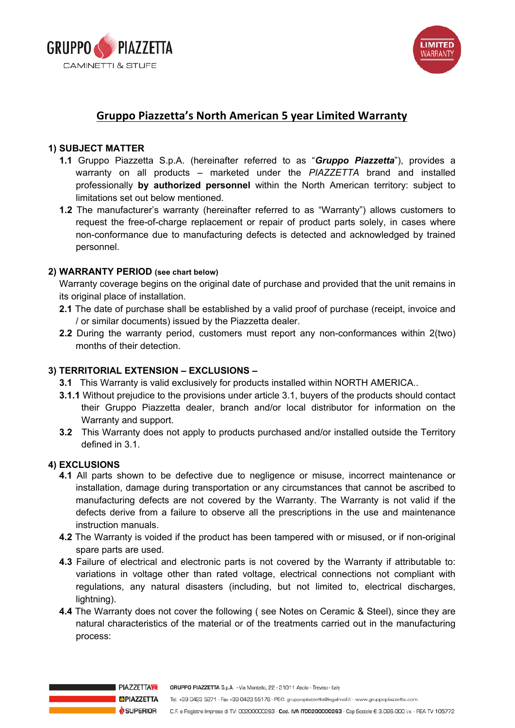# Gruppo Piazzetta's North American 5 year Limited Warranty

## 1) SUBJECT MATTER

**1.1** Gruppo Piazzetta S.p.A. (hereinafter referred to as "***Gruppo Piazzetta***"), provides a warranty on all products – marketed under the *PIAZZETTA* brand and installed professionally **by authorized personnel** within the North American territory: subject to limitations set out below mentioned.

**1.2** The manufacturer's warranty (hereinafter referred to as "Warranty") allows customers to request the free-of-charge replacement or repair of product parts solely, in cases where non-conformance due to manufacturing defects is detected and acknowledged by trained personnel.

## 2) WARRANTY PERIOD (see chart below)

Warranty coverage begins on the original date of purchase and provided that the unit remains in its original place of installation.

**2.1** The date of purchase shall be established by a valid proof of purchase (receipt, invoice and / or similar documents) issued by the Piazzetta dealer.

**2.2** During the warranty period, customers must report any non-conformances within 2(two) months of their detection.

## 3) TERRITORIAL EXTENSION – EXCLUSIONS –

**3.1** This Warranty is valid exclusively for products installed within NORTH AMERICA..

**3.1.1** Without prejudice to the provisions under article 3.1, buyers of the products should contact their Gruppo Piazzetta dealer, branch and/or local distributor for information on the Warranty and support.

**3.2** This Warranty does not apply to products purchased and/or installed outside the Territory defined in 3.1.

## 4) EXCLUSIONS

**4.1** All parts shown to be defective due to negligence or misuse, incorrect maintenance or installation, damage during transportation or any circumstances that cannot be ascribed to manufacturing defects are not covered by the Warranty. The Warranty is not valid if the defects derive from a failure to observe all the prescriptions in the use and maintenance instruction manuals.

**4.2** The Warranty is voided if the product has been tampered with or misused, or if non-original spare parts are used.

**4.3** Failure of electrical and electronic parts is not covered by the Warranty if attributable to: variations in voltage other than rated voltage, electrical connections not compliant with regulations, any natural disasters (including, but not limited to, electrical discharges, lightning).

**4.4** The Warranty does not cover the following ( see Notes on Ceramic & Steel), since they are natural characteristics of the material or of the treatments carried out in the manufacturing process: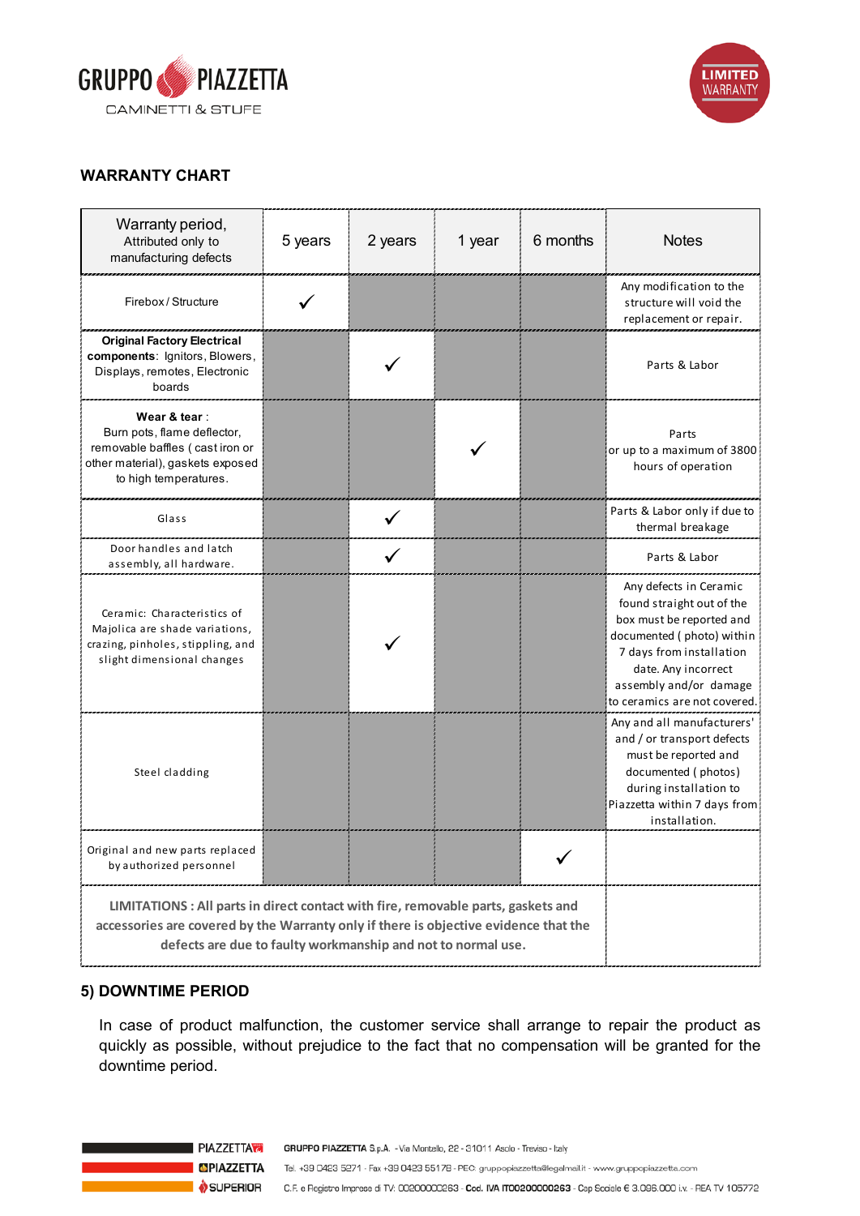## WARRANTY CHART

| Warranty period, Attributed only to manufacturing defects | 5 years | 2 years | 1 year | 6 months | Notes |
|---|---|---|---|---|---|
| Firebox / Structure | ✓ | | | | Any modification to the structure will void the replacement or repair. |
| **Original Factory Electrical components**: Ignitors, Blowers, Displays, remotes, Electronic boards | | ✓ | | | Parts & Labor |
| **Wear & tear** : Burn pots, flame deflector, removable baffles ( cast iron or other material), gaskets exposed to high temperatures. | | | ✓ | | Parts or up to a maximum of 3800 hours of operation |
| Glass | | ✓ | | | Parts & Labor only if due to thermal breakage |
| Door handles and latch assembly, all hardware. | | ✓ | | | Parts & Labor |
| Ceramic: Characteristics of Majolica are shade variations, crazing, pinholes, stippling, and slight dimensional changes | | ✓ | | | Any defects in Ceramic found straight out of the box must be reported and documented ( photo) within 7 days from installation date. Any incorrect assembly and/or damage to ceramics are not covered. |
| Steel cladding | | | | | Any and all manufacturers' and / or transport defects must be reported and documented ( photos) during installation to Piazzetta within 7 days from installation. |
| Original and new parts replaced by authorized personnel | | | | ✓ | |
| **LIMITATIONS : All parts in direct contact with fire, removable parts, gaskets and accessories are covered by the Warranty only if there is objective evidence that the defects are due to faulty workmanship and not to normal use.** | | | | | |

## 5) DOWNTIME PERIOD

In case of product malfunction, the customer service shall arrange to repair the product as quickly as possible, without prejudice to the fact that no compensation will be granted for the downtime period.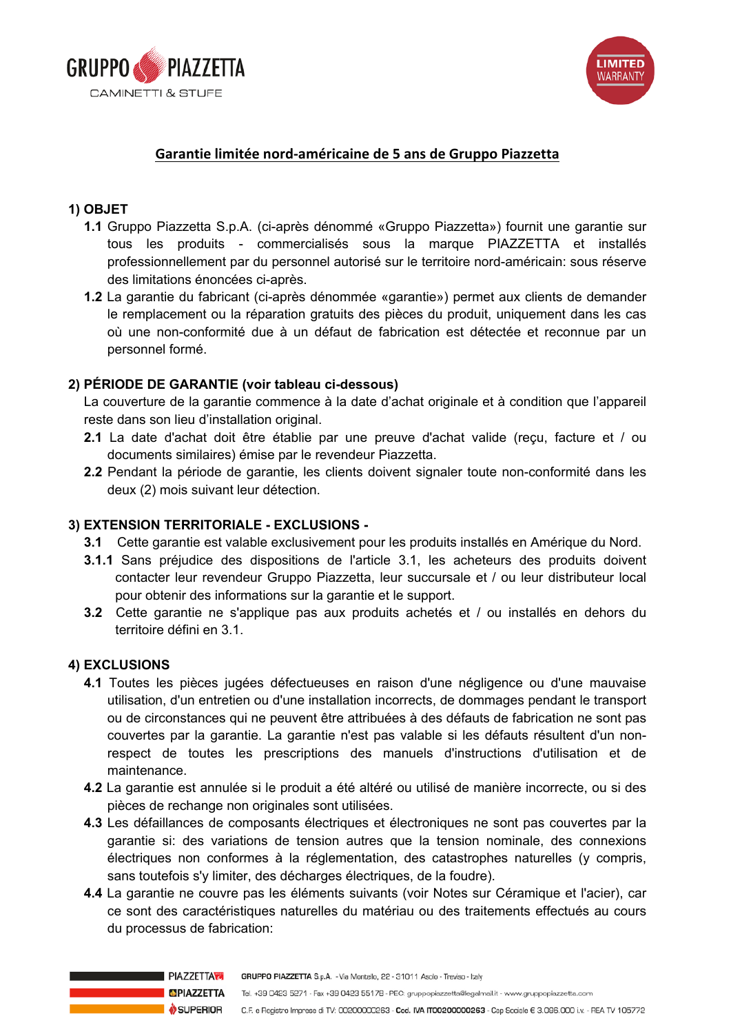## Garantie limitée nord-américaine de 5 ans de Gruppo Piazzetta

### 1) OBJET

**1.1** Gruppo Piazzetta S.p.A. (ci-après dénommé «Gruppo Piazzetta») fournit une garantie sur tous les produits - commercialisés sous la marque PIAZZETTA et installés professionnellement par du personnel autorisé sur le territoire nord-américain: sous réserve des limitations énoncées ci-après.

**1.2** La garantie du fabricant (ci-après dénommée «garantie») permet aux clients de demander le remplacement ou la réparation gratuits des pièces du produit, uniquement dans les cas où une non-conformité due à un défaut de fabrication est détectée et reconnue par un personnel formé.

### 2) PÉRIODE DE GARANTIE (voir tableau ci-dessous)

La couverture de la garantie commence à la date d'achat originale et à condition que l'appareil reste dans son lieu d'installation original.

**2.1** La date d'achat doit être établie par une preuve d'achat valide (reçu, facture et / ou documents similaires) émise par le revendeur Piazzetta.

**2.2** Pendant la période de garantie, les clients doivent signaler toute non-conformité dans les deux (2) mois suivant leur détection.

### 3) EXTENSION TERRITORIALE - EXCLUSIONS -

**3.1** Cette garantie est valable exclusivement pour les produits installés en Amérique du Nord.

**3.1.1** Sans préjudice des dispositions de l'article 3.1, les acheteurs des produits doivent contacter leur revendeur Gruppo Piazzetta, leur succursale et / ou leur distributeur local pour obtenir des informations sur la garantie et le support.

**3.2** Cette garantie ne s'applique pas aux produits achetés et / ou installés en dehors du territoire défini en 3.1.

### 4) EXCLUSIONS

**4.1** Toutes les pièces jugées défectueuses en raison d'une négligence ou d'une mauvaise utilisation, d'un entretien ou d'une installation incorrects, de dommages pendant le transport ou de circonstances qui ne peuvent être attribuées à des défauts de fabrication ne sont pas couvertes par la garantie. La garantie n'est pas valable si les défauts résultent d'un non-respect de toutes les prescriptions des manuels d'instructions d'utilisation et de maintenance.

**4.2** La garantie est annulée si le produit a été altéré ou utilisé de manière incorrecte, ou si des pièces de rechange non originales sont utilisées.

**4.3** Les défaillances de composants électriques et électroniques ne sont pas couvertes par la garantie si: des variations de tension autres que la tension nominale, des connexions électriques non conformes à la réglementation, des catastrophes naturelles (y compris, sans toutefois s'y limiter, des décharges électriques, de la foudre).

**4.4** La garantie ne couvre pas les éléments suivants (voir Notes sur Céramique et l'acier), car ce sont des caractéristiques naturelles du matériau ou des traitements effectués au cours du processus de fabrication: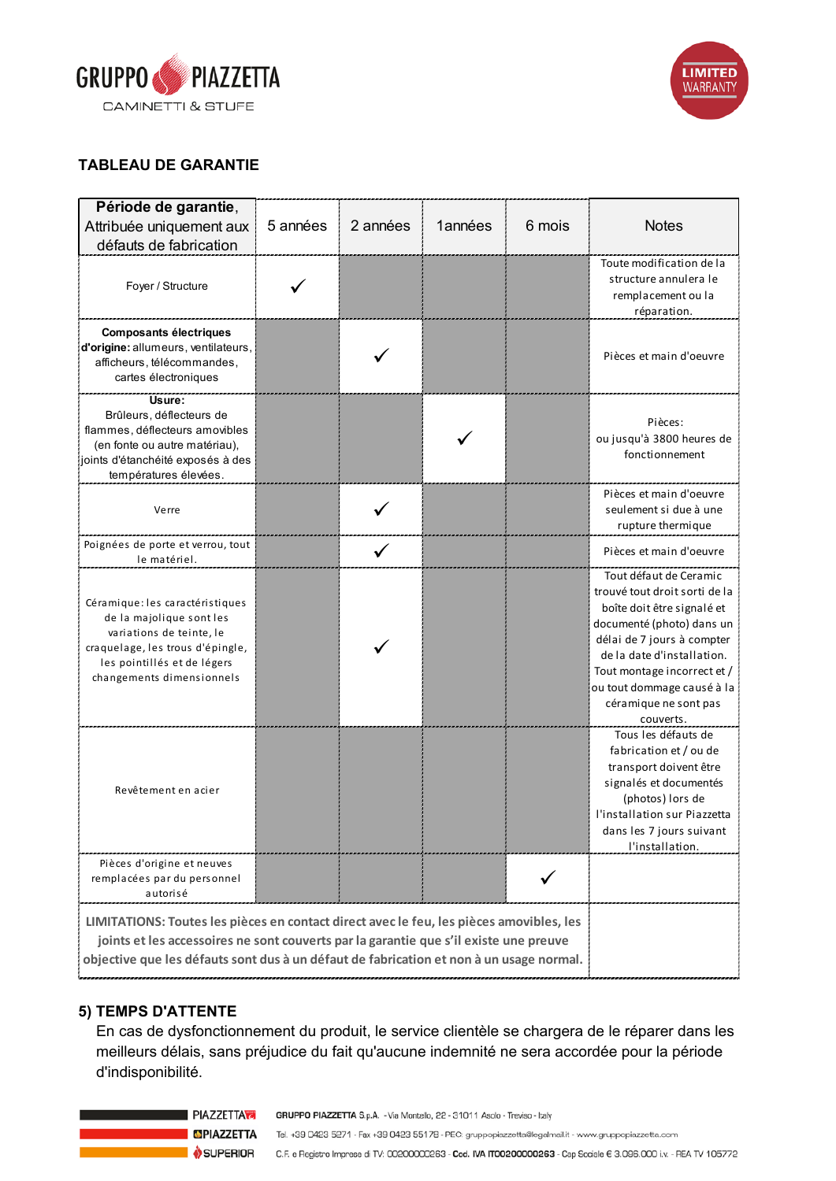## TABLEAU DE GARANTIE

| **Période de garantie**, Attribuée uniquement aux défauts de fabrication | 5 années | 2 années | 1années | 6 mois | Notes |
|---|---|---|---|---|---|
| Foyer / Structure | ✓ | | | | Toute modification de la structure annulera le remplacement ou la réparation. |
| **Composants électriques d'origine:** allumeurs, ventilateurs, afficheurs, télécommandes, cartes électroniques | | ✓ | | | Pièces et main d'oeuvre |
| **Usure:** Brûleurs, déflecteurs de flammes, déflecteurs amovibles (en fonte ou autre matériau), joints d'étanchéité exposés à des températures élevées. | | | ✓ | | Pièces: ou jusqu'à 3800 heures de fonctionnement |
| Verre | | ✓ | | | Pièces et main d'oeuvre seulement si due à une rupture thermique |
| Poignées de porte et verrou, tout le matériel. | | ✓ | | | Pièces et main d'oeuvre |
| Céramique: les caractéristiques de la majolique sont les variations de teinte, le craquelage, les trous d'épingle, les pointillés et de légers changements dimensionnels | | ✓ | | | Tout défaut de Ceramic trouvé tout droit sorti de la boîte doit être signalé et documenté (photo) dans un délai de 7 jours à compter de la date d'installation. Tout montage incorrect et / ou tout dommage causé à la céramique ne sont pas couverts. |
| Revêtement en acier | | | | | Tous les défauts de fabrication et / ou de transport doivent être signalés et documentés (photos) lors de l'installation sur Piazzetta dans les 7 jours suivant l'installation. |
| Pièces d'origine et neuves remplacées par du personnel autorisé | | | | ✓ | |
| **LIMITATIONS: Toutes les pièces en contact direct avec le feu, les pièces amovibles, les joints et les accessoires ne sont couverts par la garantie que s'il existe une preuve objective que les défauts sont dus à un défaut de fabrication et non à un usage normal.** | | | | | |

## 5) TEMPS D'ATTENTE

En cas de dysfonctionnement du produit, le service clientèle se chargera de le réparer dans les meilleurs délais, sans préjudice du fait qu'aucune indemnité ne sera accordée pour la période d'indisponibilité.